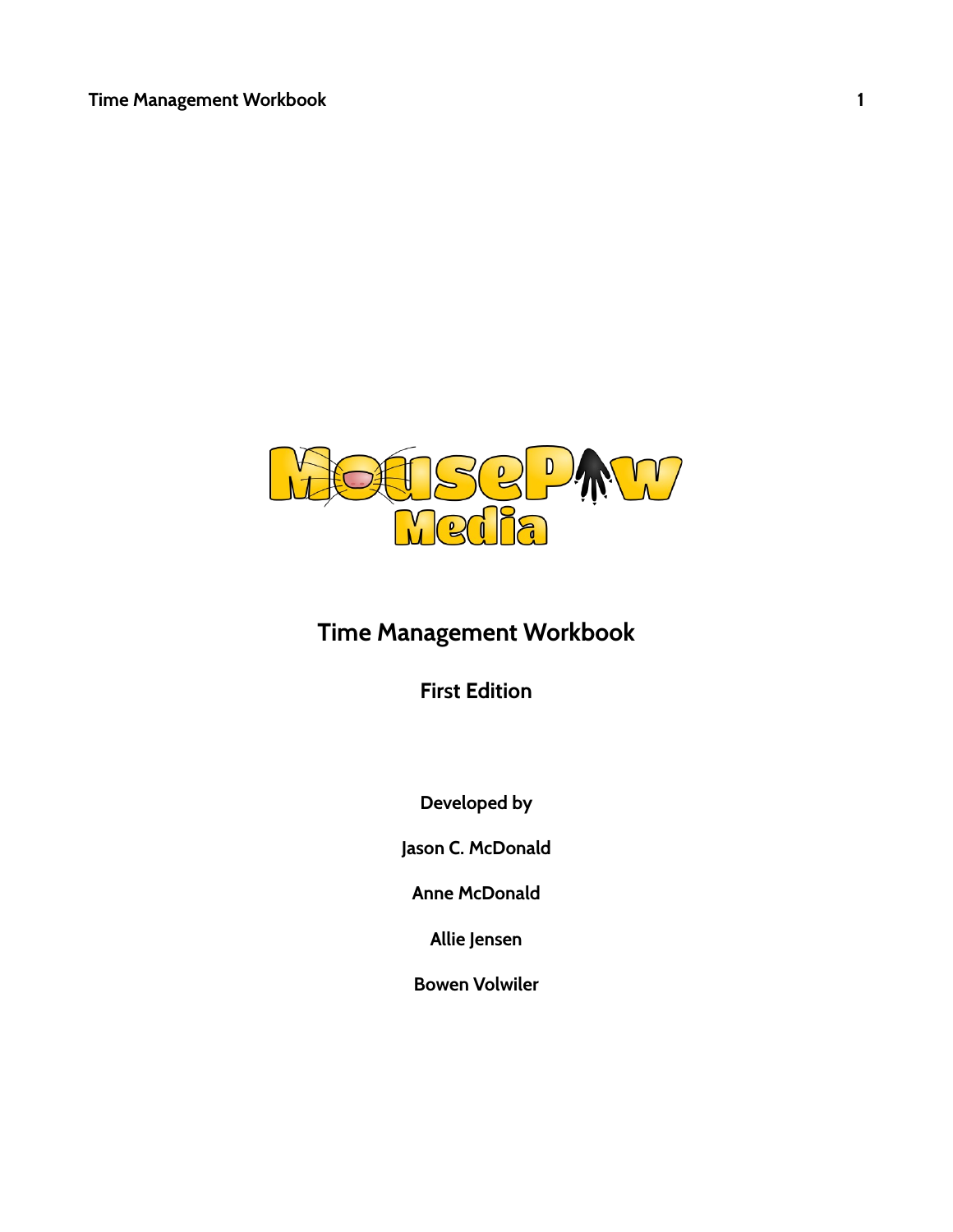# Time Management Workbook

## First Edition

**Developed by**

**Jason C. McDonald**

**Anne McDonald**

**Allie Jensen**

**Bowen Volwiler**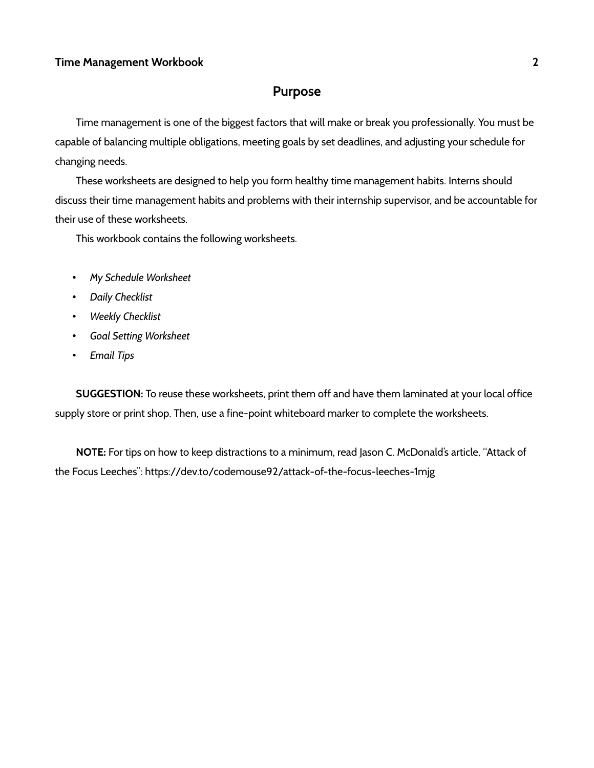## Purpose

Time management is one of the biggest factors that will make or break you professionally. You must be capable of balancing multiple obligations, meeting goals by set deadlines, and adjusting your schedule for changing needs.

These worksheets are designed to help you form healthy time management habits. Interns should discuss their time management habits and problems with their internship supervisor, and be accountable for their use of these worksheets.

This workbook contains the following worksheets.

- *My Schedule Worksheet*
- *Daily Checklist*
- *Weekly Checklist*
- *Goal Setting Worksheet*
- *Email Tips*

**SUGGESTION:** To reuse these worksheets, print them off and have them laminated at your local office supply store or print shop. Then, use a fine-point whiteboard marker to complete the worksheets.

**NOTE:** For tips on how to keep distractions to a minimum, read Jason C. McDonald's article, "Attack of the Focus Leeches": https://dev.to/codemouse92/attack-of-the-focus-leeches-1mjg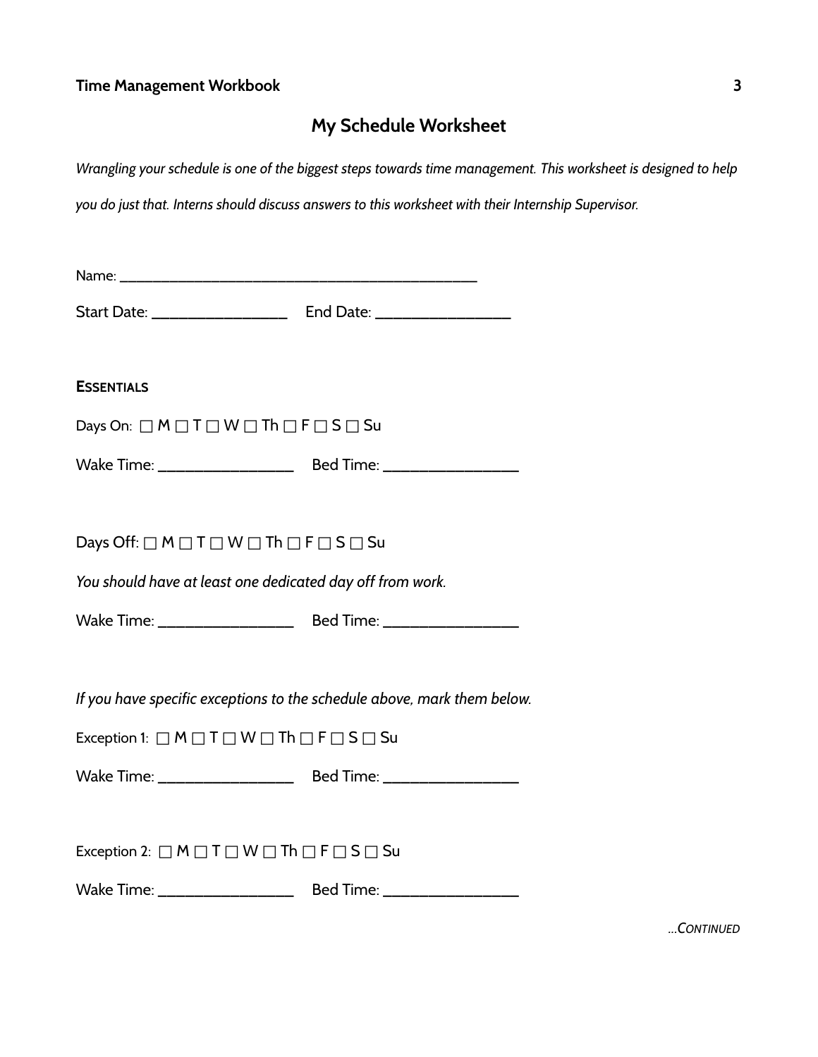## My Schedule Worksheet

*Wrangling your schedule is one of the biggest steps towards time management. This worksheet is designed to help you do just that. Interns should discuss answers to this worksheet with their Internship Supervisor.*

Name: ______________________________________________

Start Date: _________________ End Date: _________________

**ESSENTIALS**

Days On: ☐ M ☐ T ☐ W ☐ Th ☐ F ☐ S ☐ Su

Wake Time: _________________ Bed Time: _________________

Days Off: ☐ M ☐ T ☐ W ☐ Th ☐ F ☐ S ☐ Su

*You should have at least one dedicated day off from work.*

Wake Time: _________________ Bed Time: _________________

*If you have specific exceptions to the schedule above, mark them below.*

Exception 1: ☐ M ☐ T ☐ W ☐ Th ☐ F ☐ S ☐ Su

Wake Time: _________________ Bed Time: _________________

Exception 2: ☐ M ☐ T ☐ W ☐ Th ☐ F ☐ S ☐ Su

Wake Time: _________________ Bed Time: _________________

*...CONTINUED*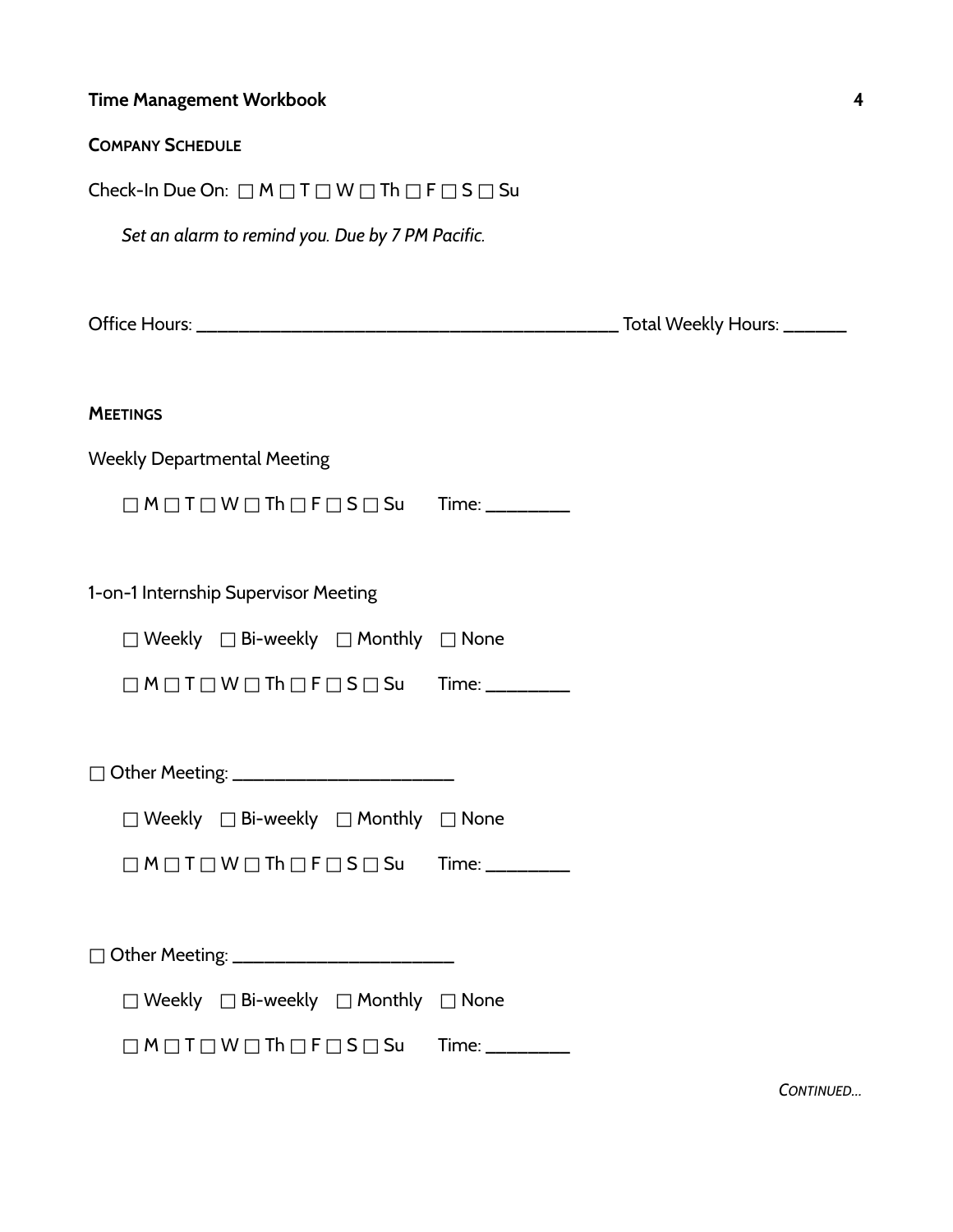**Company Schedule**

Check-In Due On: ☐ M ☐ T ☐ W ☐ Th ☐ F ☐ S ☐ Su

*Set an alarm to remind you. Due by 7 PM Pacific.*

Office Hours: ____________________________________________ Total Weekly Hours: _______

**Meetings**

Weekly Departmental Meeting

☐ M ☐ T ☐ W ☐ Th ☐ F ☐ S ☐ Su Time: _________

1-on-1 Internship Supervisor Meeting

☐ Weekly ☐ Bi-weekly ☐ Monthly ☐ None

☐ M ☐ T ☐ W ☐ Th ☐ F ☐ S ☐ Su Time: _________

☐ Other Meeting: _______________________

☐ Weekly ☐ Bi-weekly ☐ Monthly ☐ None

☐ M ☐ T ☐ W ☐ Th ☐ F ☐ S ☐ Su Time: _________

☐ Other Meeting: _______________________

☐ Weekly ☐ Bi-weekly ☐ Monthly ☐ None

☐ M ☐ T ☐ W ☐ Th ☐ F ☐ S ☐ Su Time: _________

*Continued...*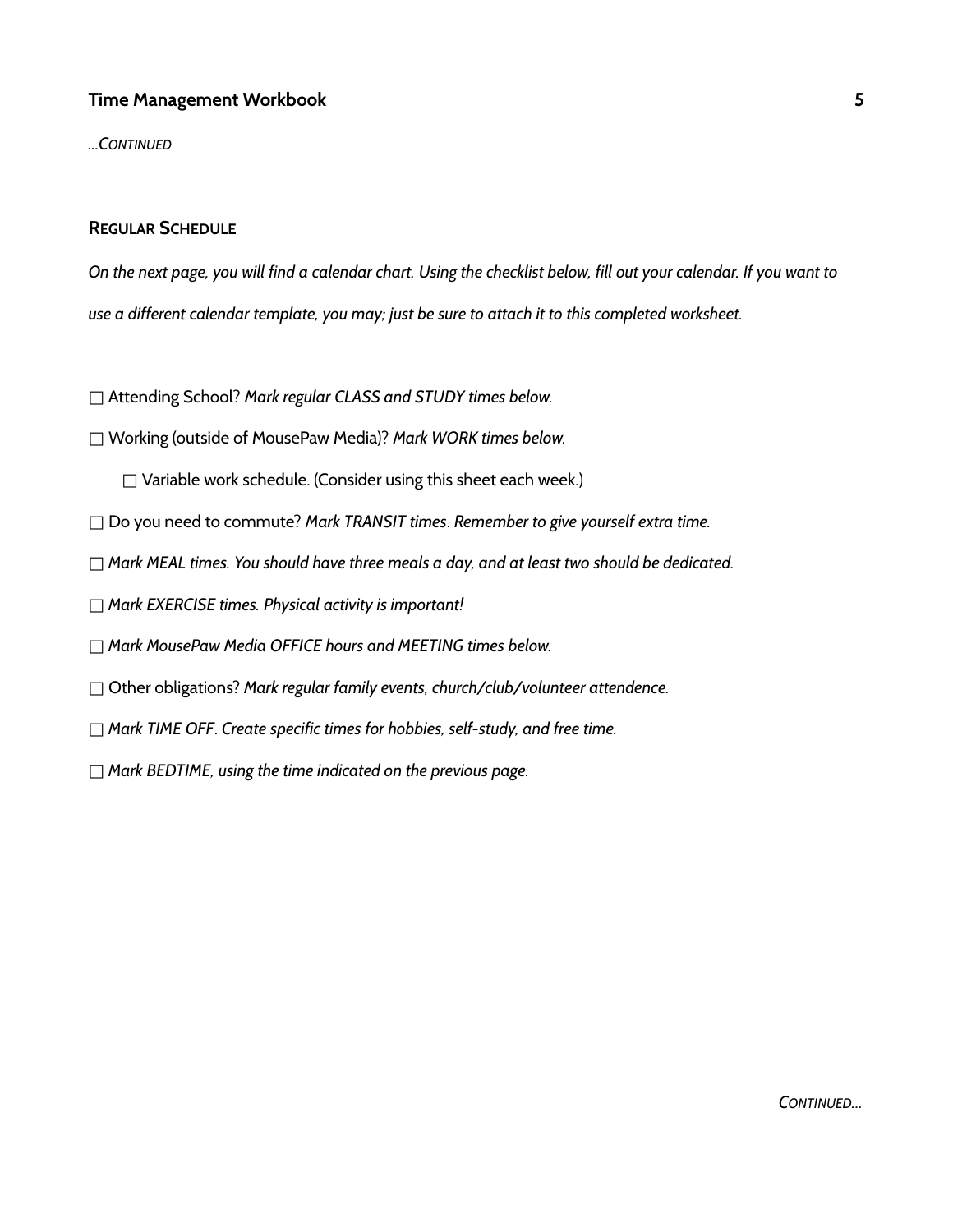*...CONTINUED*

### REGULAR SCHEDULE

*On the next page, you will find a calendar chart. Using the checklist below, fill out your calendar. If you want to use a different calendar template, you may; just be sure to attach it to this completed worksheet.*

☐ Attending School? *Mark regular CLASS and STUDY times below.*

☐ Working (outside of MousePaw Media)? *Mark WORK times below.*

    ☐ Variable work schedule. (Consider using this sheet each week.)

☐ Do you need to commute? *Mark TRANSIT times. Remember to give yourself extra time.*

☐ *Mark MEAL times. You should have three meals a day, and at least two should be dedicated.*

☐ *Mark EXERCISE times. Physical activity is important!*

☐ *Mark MousePaw Media OFFICE hours and MEETING times below.*

☐ Other obligations? *Mark regular family events, church/club/volunteer attendence.*

☐ *Mark TIME OFF. Create specific times for hobbies, self-study, and free time.*

☐ *Mark BEDTIME, using the time indicated on the previous page.*

*CONTINUED...*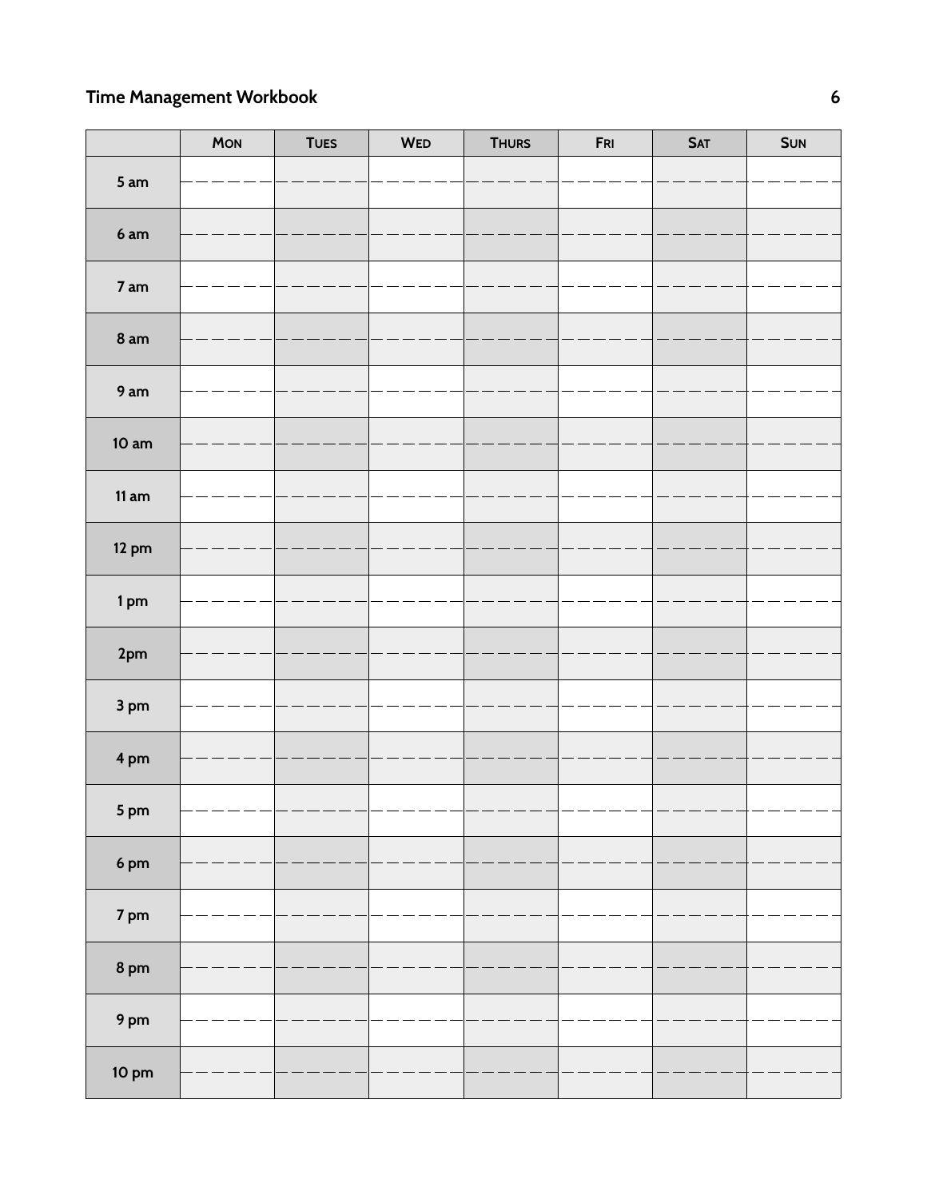| | MON | TUES | WED | THURS | FRI | SAT | SUN |
|---|---|---|---|---|---|---|---|
| 5 am | | | | | | | |
| 6 am | | | | | | | |
| 7 am | | | | | | | |
| 8 am | | | | | | | |
| 9 am | | | | | | | |
| 10 am | | | | | | | |
| 11 am | | | | | | | |
| 12 pm | | | | | | | |
| 1 pm | | | | | | | |
| 2pm | | | | | | | |
| 3 pm | | | | | | | |
| 4 pm | | | | | | | |
| 5 pm | | | | | | | |
| 6 pm | | | | | | | |
| 7 pm | | | | | | | |
| 8 pm | | | | | | | |
| 9 pm | | | | | | | |
| 10 pm | | | | | | | |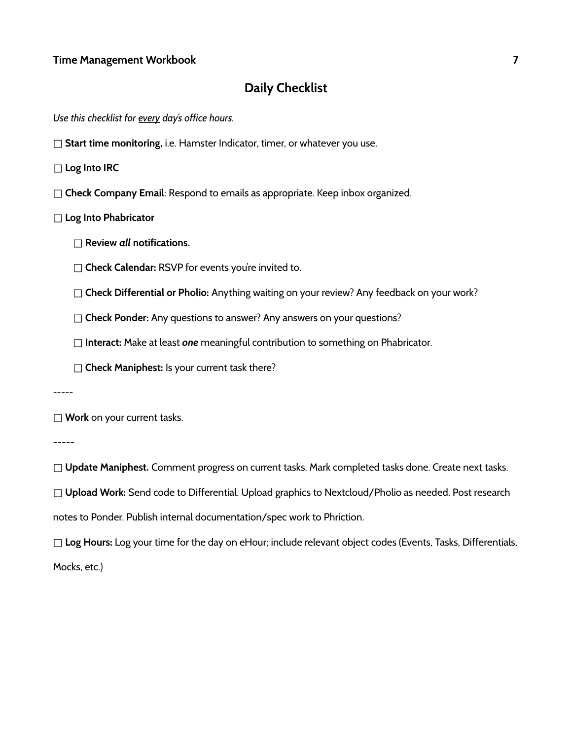## Daily Checklist

*Use this checklist for <u>every</u> day's office hours.*

☐ **Start time monitoring,** i.e. Hamster Indicator, timer, or whatever you use.

☐ **Log Into IRC**

☐ **Check Company Email**: Respond to emails as appropriate. Keep inbox organized.

☐ **Log Into Phabricator**

- ☐ **Review *all* notifications.**
- ☐ **Check Calendar:** RSVP for events you're invited to.
- ☐ **Check Differential or Pholio:** Anything waiting on your review? Any feedback on your work?
- ☐ **Check Ponder:** Any questions to answer? Any answers on your questions?
- ☐ **Interact:** Make at least ***one*** meaningful contribution to something on Phabricator.
- ☐ **Check Maniphest:** Is your current task there?

-----

☐ **Work** on your current tasks.

-----

☐ **Update Maniphest.** Comment progress on current tasks. Mark completed tasks done. Create next tasks.

☐ **Upload Work:** Send code to Differential. Upload graphics to Nextcloud/Pholio as needed. Post research notes to Ponder. Publish internal documentation/spec work to Phriction.

☐ **Log Hours:** Log your time for the day on eHour; include relevant object codes (Events, Tasks, Differentials, Mocks, etc.)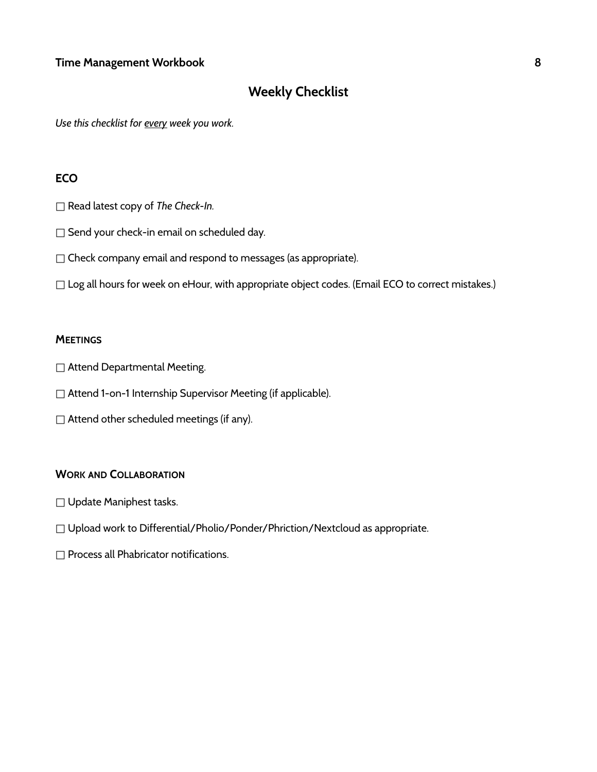# Weekly Checklist

*Use this checklist for <u>every</u> week you work.*

## ECO

- ☐ Read latest copy of *The Check-In.*
- ☐ Send your check-in email on scheduled day.
- ☐ Check company email and respond to messages (as appropriate).
- ☐ Log all hours for week on eHour, with appropriate object codes. (Email ECO to correct mistakes.)

## Meetings

- ☐ Attend Departmental Meeting.
- ☐ Attend 1-on-1 Internship Supervisor Meeting (if applicable).
- ☐ Attend other scheduled meetings (if any).

## Work and Collaboration

- ☐ Update Maniphest tasks.
- ☐ Upload work to Differential/Pholio/Ponder/Phriction/Nextcloud as appropriate.
- ☐ Process all Phabricator notifications.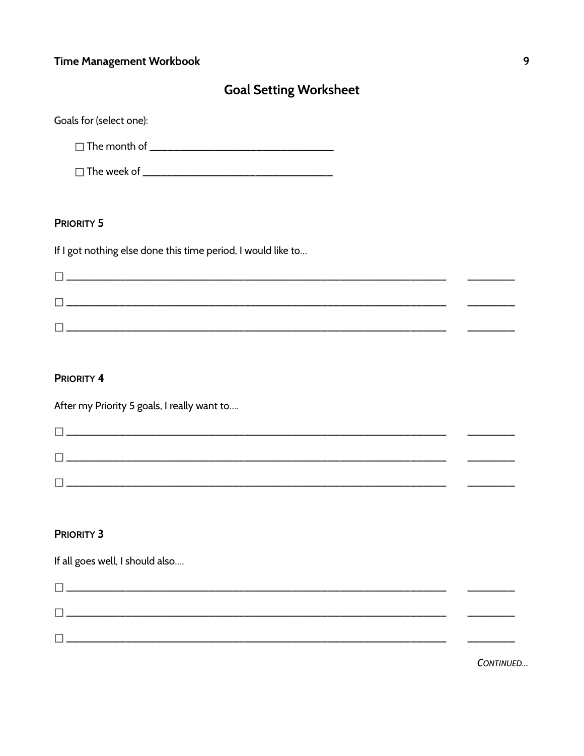## Goal Setting Worksheet

Goals for (select one):

☐ The month of ________________________________

☐ The week of ________________________________

**Priority 5**

If I got nothing else done this time period, I would like to…

☐ ______________________________________________________________________ ________

☐ ______________________________________________________________________ ________

☐ ______________________________________________________________________ ________

**Priority 4**

After my Priority 5 goals, I really want to….

☐ ______________________________________________________________________ ________

☐ ______________________________________________________________________ ________

☐ ______________________________________________________________________ ________

**Priority 3**

If all goes well, I should also….

☐ ______________________________________________________________________ ________

☐ ______________________________________________________________________ ________

☐ ______________________________________________________________________ ________

*Continued…*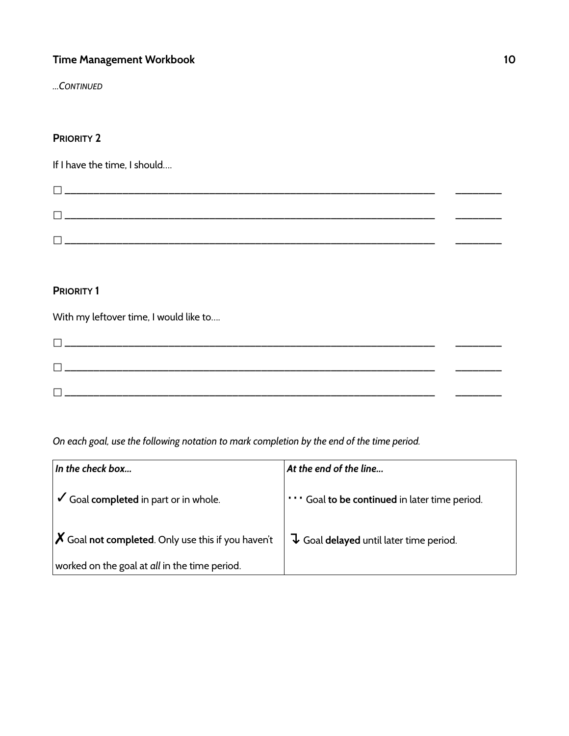*...Continued*

**Priority 2**

If I have the time, I should....

☐ ______________________________________________________________ ________

☐ ______________________________________________________________ ________

☐ ______________________________________________________________ ________

**Priority 1**

With my leftover time, I would like to....

☐ ______________________________________________________________ ________

☐ ______________________________________________________________ ________

☐ ______________________________________________________________ ________

*On each goal, use the following notation to mark completion by the end of the time period.*

| *In the check box...* | *At the end of the line...* |
|---|---|
| ✓ Goal **completed** in part or in whole. | ⋯ Goal **to be continued** in later time period. |
| ✗ Goal **not completed**. Only use this if you haven't worked on the goal at *all* in the time period. | ↴ Goal **delayed** until later time period. |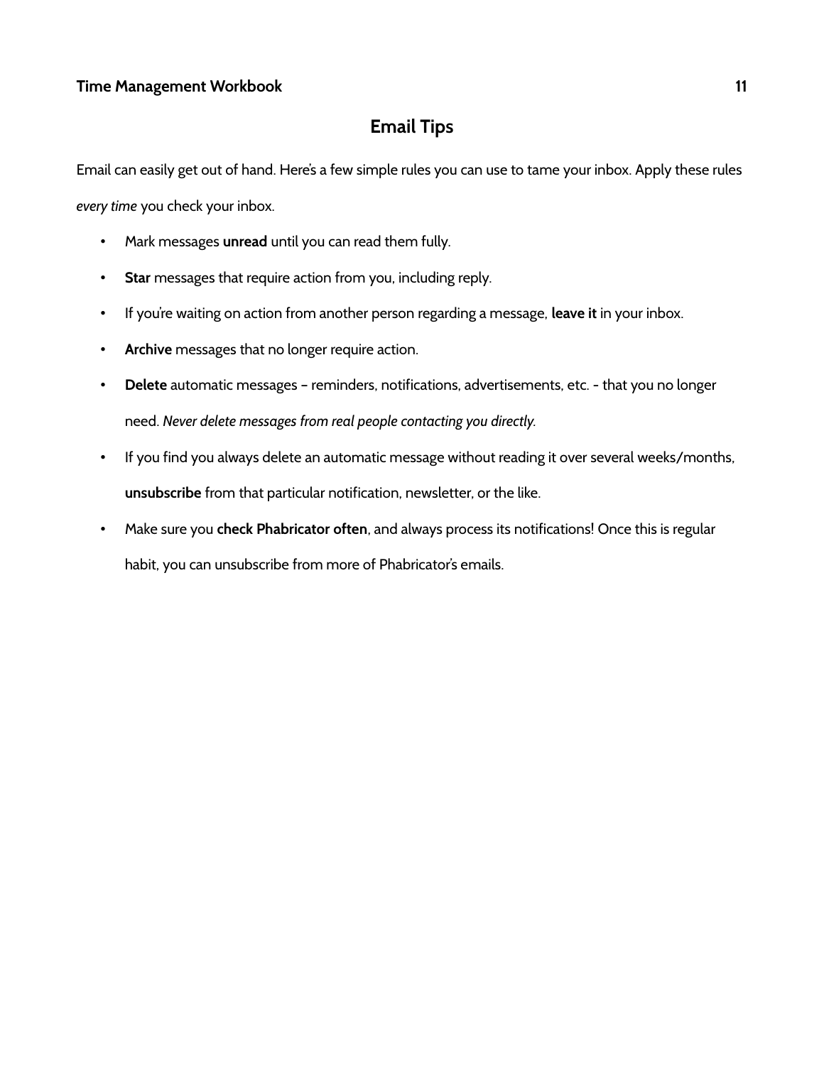## Email Tips

Email can easily get out of hand. Here's a few simple rules you can use to tame your inbox. Apply these rules *every time* you check your inbox.

- Mark messages **unread** until you can read them fully.
- **Star** messages that require action from you, including reply.
- If you're waiting on action from another person regarding a message, **leave it** in your inbox.
- **Archive** messages that no longer require action.
- **Delete** automatic messages – reminders, notifications, advertisements, etc. - that you no longer need. *Never delete messages from real people contacting you directly.*
- If you find you always delete an automatic message without reading it over several weeks/months, **unsubscribe** from that particular notification, newsletter, or the like.
- Make sure you **check Phabricator often**, and always process its notifications! Once this is regular habit, you can unsubscribe from more of Phabricator's emails.